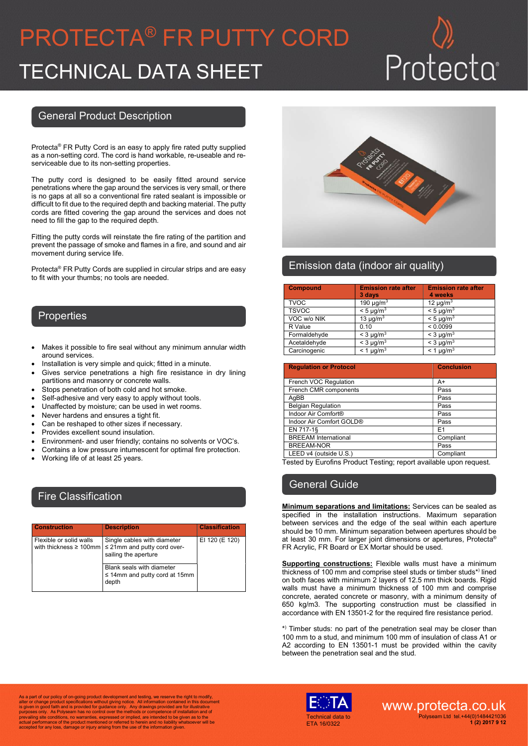# PROTECTA® FR PUTTY CORD

# TECHNICAL DATA SHEET

## General Product Description

Protecta® FR Putty Cord is an easy to apply fire rated putty supplied as a non-setting cord. The cord is hand workable, re-useable and re-serviceable due to its non-setting properties.

The putty cord is designed to be easily fitted around service penetrations where the gap around the services is very small, or there is no gaps at all so a conventional fire rated sealant is impossible or difficult to fit due to the required depth and backing material. The putty cords are fitted covering the gap around the services and does not need to fill the gap to the required depth.

Fitting the putty cords will reinstate the fire rating of the partition and prevent the passage of smoke and flames in a fire, and sound and air movement during service life.

Protecta® FR Putty Cords are supplied in circular strips and are easy to fit with your thumbs; no tools are needed.

## Properties

- Makes it possible to fire seal without any minimum annular width around services.
- Installation is very simple and quick; fitted in a minute.
- Gives service penetrations a high fire resistance in dry lining partitions and masonry or concrete walls.
- Stops penetration of both cold and hot smoke.
- Self-adhesive and very easy to apply without tools.
- Unaffected by moisture; can be used in wet rooms.
- Never hardens and ensures a tight fit.
- Can be reshaped to other sizes if necessary.
- Provides excellent sound insulation.
- Environment- and user friendly; contains no solvents or VOC's.
- Contains a low pressure intumescent for optimal fire protection.
- Working life of at least 25 years.

## Fire Classification

| Construction | Description | Classification |
|---|---|---|
| Flexible or solid walls with thickness ≥ 100mm | Single cables with diameter ≤ 21mm and putty cord over-sailing the aperture | EI 120 (E 120) |
| | Blank seals with diameter ≤ 14mm and putty cord at 15mm depth | |

## Emission data (indoor air quality)

| Compound | Emission rate after 3 days | Emission rate after 4 weeks |
|---|---|---|
| TVOC | 190 µg/m³ | 12 µg/m³ |
| TSVOC | < 5 µg/m³ | < 5 µg/m³ |
| VOC w/o NIK | 13 µg/m³ | < 5 µg/m³ |
| R Value | 0.10 | < 0.0099 |
| Formaldehyde | < 3 µg/m³ | < 3 µg/m³ |
| Acetaldehyde | < 3 µg/m³ | < 3 µg/m³ |
| Carcinogenic | < 1 µg/m³ | < 1 µg/m³ |

| Regulation or Protocol | Conclusion |
|---|---|
| French VOC Regulation | A+ |
| French CMR components | Pass |
| AgBB | Pass |
| Belgian Regulation | Pass |
| Indoor Air Comfort® | Pass |
| Indoor Air Comfort GOLD® | Pass |
| EN 717-1§ | E1 |
| BREEAM International | Compliant |
| BREEAM-NOR | Pass |
| LEED v4 (outside U.S.) | Compliant |

Tested by Eurofins Product Testing; report available upon request.

## General Guide

**Minimum separations and limitations:** Services can be sealed as specified in the installation instructions. Maximum separation between services and the edge of the seal within each aperture should be 10 mm. Minimum separation between apertures should be at least 30 mm. For larger joint dimensions or apertures, Protecta® FR Acrylic, FR Board or EX Mortar should be used.

**Supporting constructions:** Flexible walls must have a minimum thickness of 100 mm and comprise steel studs or timber studs*) lined on both faces with minimum 2 layers of 12.5 mm thick boards. Rigid walls must have a minimum thickness of 100 mm and comprise concrete, aerated concrete or masonry, with a minimum density of 650 kg/m3. The supporting construction must be classified in accordance with EN 13501-2 for the required fire resistance period.

*) Timber studs: no part of the penetration seal may be closer than 100 mm to a stud, and minimum 100 mm of insulation of class A1 or A2 according to EN 13501-1 must be provided within the cavity between the penetration seal and the stud.

As a part of our policy of on-going product development and testing, we reserve the right to modify, alter or change product specifications without giving notice. All information contained in this document is given in good faith and is provided for guidance only. Any drawings provided are for illustrative purposes only. As Polyseam has no control over the methods or competence of installation and of prevailing site conditions, no warranties, expressed or implied, are intended to be given as to the actual performance of the product mentioned or referred to herein and no liability whatsoever will be accepted for any loss, damage or injury arising from the use of the information given.

Technical data to ETA 16/0322

www.protecta.co.uk

Polyseam Ltd tel.+44(0)1484421036

1 (2) 2017 9 12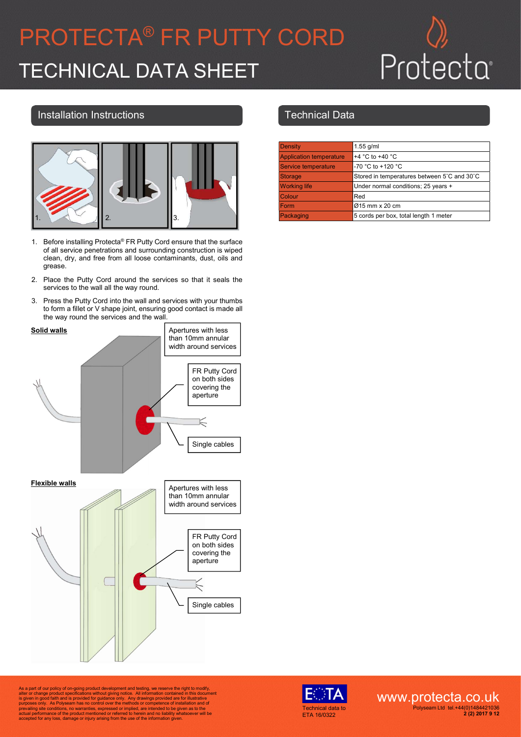# PROTECTA® FR PUTTY CORD

# TECHNICAL DATA SHEET

## Installation Instructions

1. Before installing Protecta® FR Putty Cord ensure that the surface of all service penetrations and surrounding construction is wiped clean, dry, and free from all loose contaminants, dust, oils and grease.
2. Place the Putty Cord around the services so that it seals the services to the wall all the way round.
3. Press the Putty Cord into the wall and services with your thumbs to form a fillet or V shape joint, ensuring good contact is made all the way round the services and the wall.

**Solid walls**

Apertures with less than 10mm annular width around services

FR Putty Cord on both sides covering the aperture

Single cables

**Flexible walls**

Apertures with less than 10mm annular width around services

FR Putty Cord on both sides covering the aperture

Single cables

## Technical Data

| | |
|---|---|
| Density | 1.55 g/ml |
| Application temperature | +4 °C to +40 °C |
| Service temperature | -70 °C to +120 °C |
| Storage | Stored in temperatures between 5˚C and 30˚C |
| Working life | Under normal conditions; 25 years + |
| Colour | Red |
| Form | Ø15 mm x 20 cm |
| Packaging | 5 cords per box, total length 1 meter |

As a part of our policy of on-going product development and testing, we reserve the right to modify, alter or change product specifications without giving notice. All information contained in this document is given in good faith and is provided for guidance only. Any drawings provided are for illustrative purposes only. As Polyseam has no control over the methods or competence of installation and of prevailing site conditions, no warranties, expressed or implied, are intended to be given as to the actual performance of the product mentioned or referred to herein and no liability whatsoever will be accepted for any loss, damage or injury arising from the use of the information given.

Technical data to ETA 16/0322

www.protecta.co.uk

Polyseam Ltd tel.+44(0)1484421036

**2 (2) 2017 9 12**